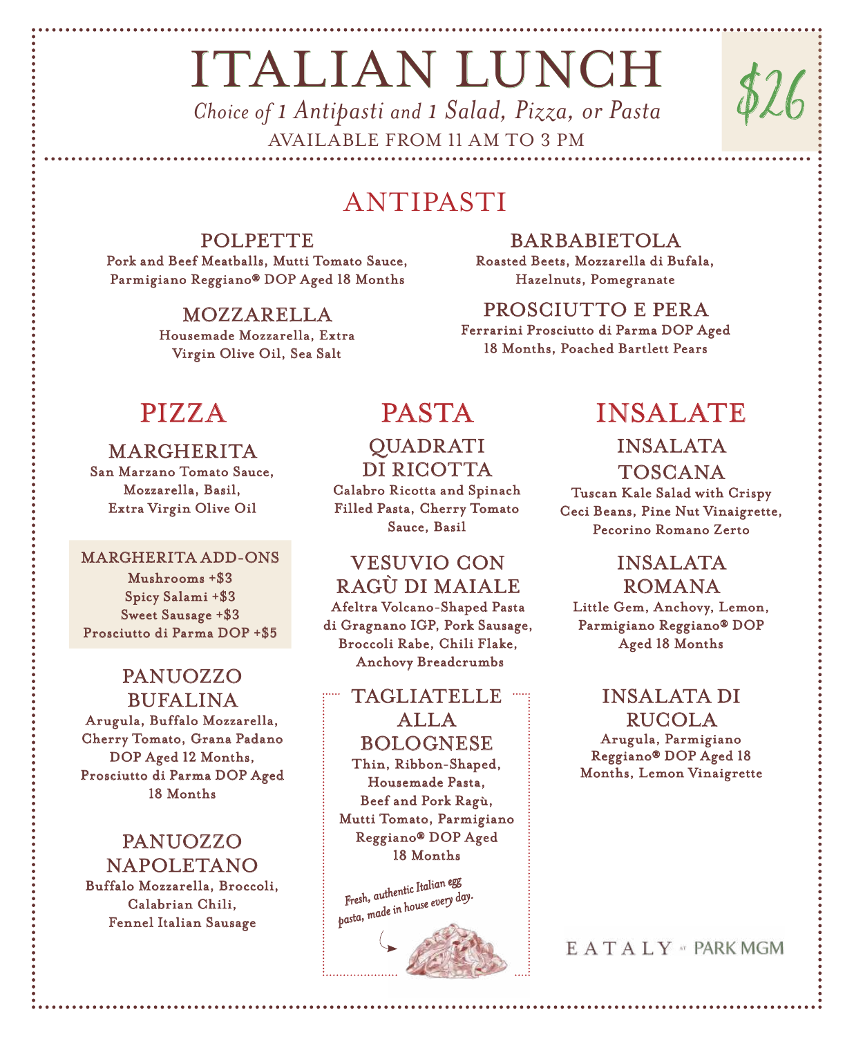# ITALIAN LUNCH

*Choice of 1 Antipasti and 1 Salad, Pizza, or Pasta*

AVAILABLE FROM 11 AM TO 3 PM

$26

## ANTIPASTI

### POLPETTE

Pork and Beef Meatballs, Mutti Tomato Sauce, Parmigiano Reggiano® DOP Aged 18 Months

### MOZZARELLA

Housemade Mozzarella, Extra Virgin Olive Oil, Sea Salt

### BARBABIETOLA

Roasted Beets, Mozzarella di Bufala, Hazelnuts, Pomegranate

### PROSCIUTTO E PERA

Ferrarini Prosciutto di Parma DOP Aged 18 Months, Poached Bartlett Pears

## PIZZA

### MARGHERITA

San Marzano Tomato Sauce, Mozzarella, Basil, Extra Virgin Olive Oil

**MARGHERITA ADD-ONS**

- Mushrooms +$3
- Spicy Salami +$3
- Sweet Sausage +$3
- Prosciutto di Parma DOP +$5

### PANUOZZO BUFALINA

Arugula, Buffalo Mozzarella, Cherry Tomato, Grana Padano DOP Aged 12 Months, Prosciutto di Parma DOP Aged 18 Months

### PANUOZZO NAPOLETANO

Buffalo Mozzarella, Broccoli, Calabrian Chili, Fennel Italian Sausage

## PASTA

### QUADRATI DI RICOTTA

Calabro Ricotta and Spinach Filled Pasta, Cherry Tomato Sauce, Basil

### VESUVIO CON RAGÙ DI MAIALE

Afeltra Volcano-Shaped Pasta di Gragnano IGP, Pork Sausage, Broccoli Rabe, Chili Flake, Anchovy Breadcrumbs

### TAGLIATELLE ALLA BOLOGNESE

Thin, Ribbon-Shaped, Housemade Pasta, Beef and Pork Ragù, Mutti Tomato, Parmigiano Reggiano® DOP Aged 18 Months

*Fresh, authentic Italian egg pasta, made in house every day.*

## INSALATE

### INSALATA TOSCANA

Tuscan Kale Salad with Crispy Ceci Beans, Pine Nut Vinaigrette, Pecorino Romano Zerto

### INSALATA ROMANA

Little Gem, Anchovy, Lemon, Parmigiano Reggiano® DOP Aged 18 Months

### INSALATA DI RUCOLA

Arugula, Parmigiano Reggiano® DOP Aged 18 Months, Lemon Vinaigrette

EATALY AT PARK MGM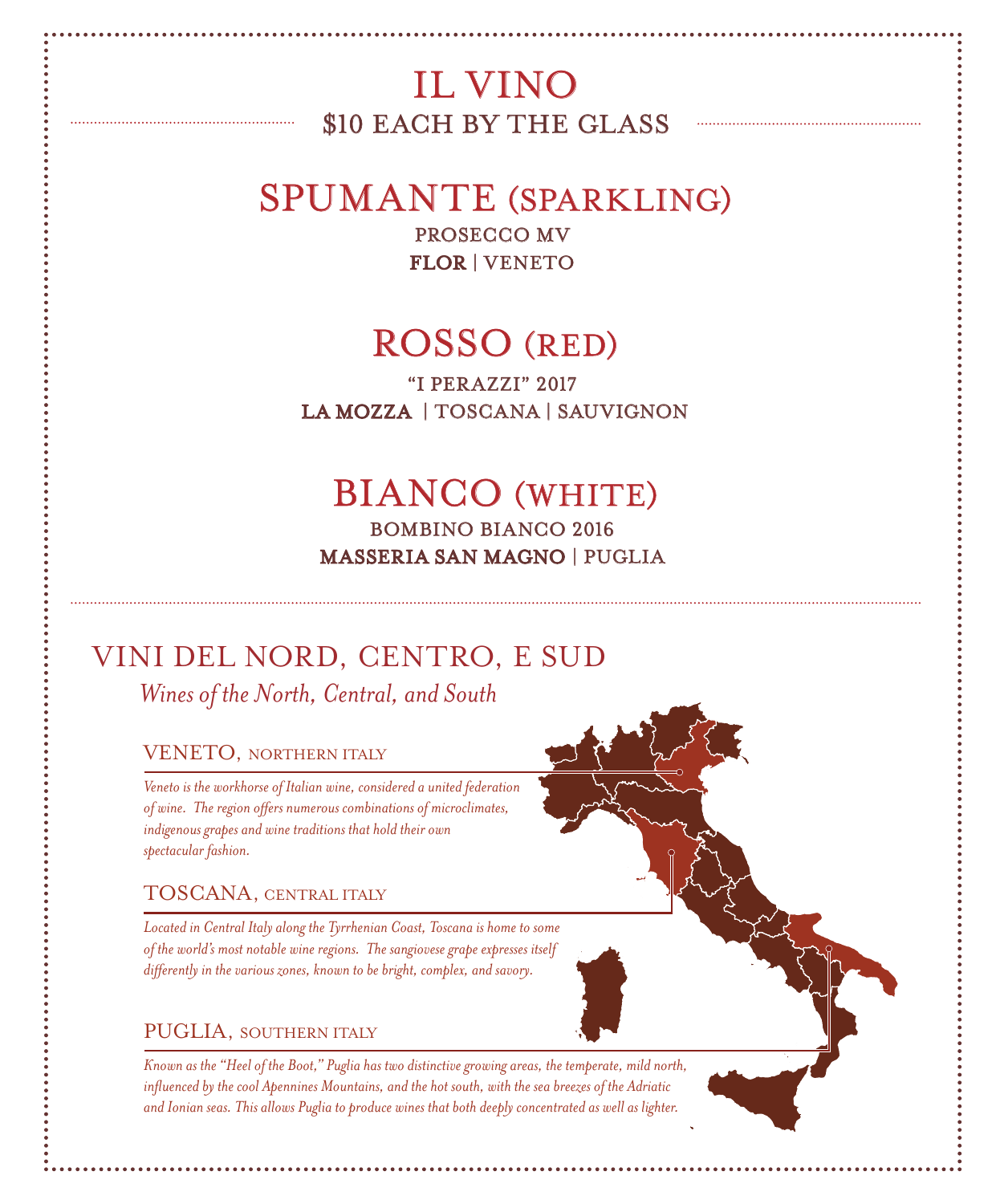# IL VINO

## $10 EACH BY THE GLASS

## SPUMANTE (SPARKLING)

PROSECCO MV

**FLOR** | VENETO

## ROSSO (RED)

"I PERAZZI" 2017

**LA MOZZA** | TOSCANA | SAUVIGNON

## BIANCO (WHITE)

BOMBINO BIANCO 2016

**MASSERIA SAN MAGNO** | PUGLIA

## VINI DEL NORD, CENTRO, E SUD

*Wines of the North, Central, and South*

### VENETO, NORTHERN ITALY

*Veneto is the workhorse of Italian wine, considered a united federation of wine. The region offers numerous combinations of microclimates, indigenous grapes and wine traditions that hold their own spectacular fashion.*

### TOSCANA, CENTRAL ITALY

*Located in Central Italy along the Tyrrhenian Coast, Toscana is home to some of the world's most notable wine regions. The sangiovese grape expresses itself differently in the various zones, known to be bright, complex, and savory.*

### PUGLIA, SOUTHERN ITALY

*Known as the "Heel of the Boot," Puglia has two distinctive growing areas, the temperate, mild north, influenced by the cool Apennines Mountains, and the hot south, with the sea breezes of the Adriatic and Ionian seas. This allows Puglia to produce wines that both deeply concentrated as well as lighter.*